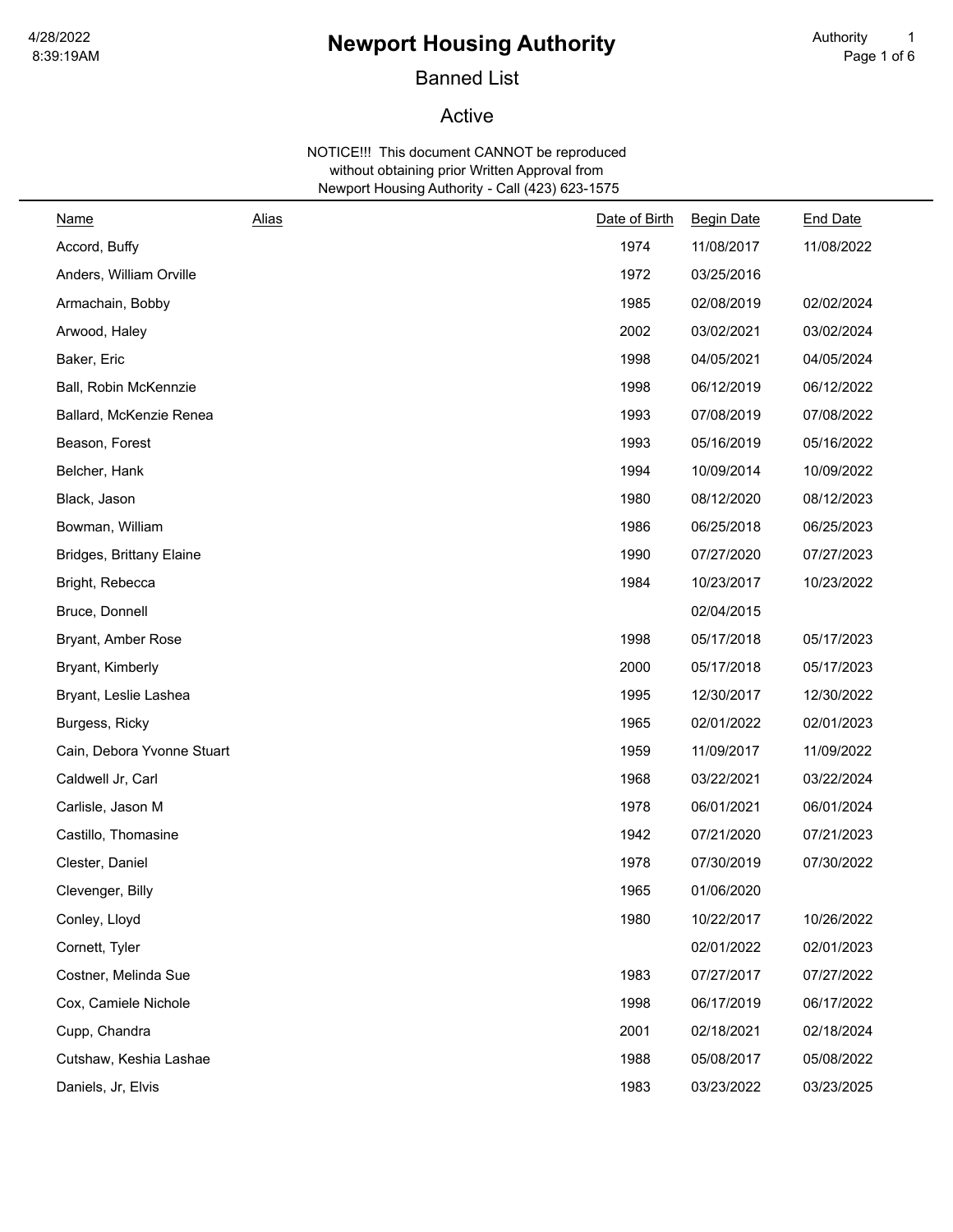# Newport Housing Authority

## Banned List

## Active

NOTICE!!! This document CANNOT be reproduced without obtaining prior Written Approval from Newport Housing Authority - Call (423) 623-1575

| Name | Alias | Date of Birth | Begin Date | End Date |
|---|---|---|---|---|
| Accord, Buffy | | 1974 | 11/08/2017 | 11/08/2022 |
| Anders, William Orville | | 1972 | 03/25/2016 | |
| Armachain, Bobby | | 1985 | 02/08/2019 | 02/02/2024 |
| Arwood, Haley | | 2002 | 03/02/2021 | 03/02/2024 |
| Baker, Eric | | 1998 | 04/05/2021 | 04/05/2024 |
| Ball, Robin McKennzie | | 1998 | 06/12/2019 | 06/12/2022 |
| Ballard, McKenzie Renea | | 1993 | 07/08/2019 | 07/08/2022 |
| Beason, Forest | | 1993 | 05/16/2019 | 05/16/2022 |
| Belcher, Hank | | 1994 | 10/09/2014 | 10/09/2022 |
| Black, Jason | | 1980 | 08/12/2020 | 08/12/2023 |
| Bowman, William | | 1986 | 06/25/2018 | 06/25/2023 |
| Bridges, Brittany Elaine | | 1990 | 07/27/2020 | 07/27/2023 |
| Bright, Rebecca | | 1984 | 10/23/2017 | 10/23/2022 |
| Bruce, Donnell | | | 02/04/2015 | |
| Bryant, Amber Rose | | 1998 | 05/17/2018 | 05/17/2023 |
| Bryant, Kimberly | | 2000 | 05/17/2018 | 05/17/2023 |
| Bryant, Leslie Lashea | | 1995 | 12/30/2017 | 12/30/2022 |
| Burgess, Ricky | | 1965 | 02/01/2022 | 02/01/2023 |
| Cain, Debora Yvonne Stuart | | 1959 | 11/09/2017 | 11/09/2022 |
| Caldwell Jr, Carl | | 1968 | 03/22/2021 | 03/22/2024 |
| Carlisle, Jason M | | 1978 | 06/01/2021 | 06/01/2024 |
| Castillo, Thomasine | | 1942 | 07/21/2020 | 07/21/2023 |
| Clester, Daniel | | 1978 | 07/30/2019 | 07/30/2022 |
| Clevenger, Billy | | 1965 | 01/06/2020 | |
| Conley, Lloyd | | 1980 | 10/22/2017 | 10/26/2022 |
| Cornett, Tyler | | | 02/01/2022 | 02/01/2023 |
| Costner, Melinda Sue | | 1983 | 07/27/2017 | 07/27/2022 |
| Cox, Camiele Nichole | | 1998 | 06/17/2019 | 06/17/2022 |
| Cupp, Chandra | | 2001 | 02/18/2021 | 02/18/2024 |
| Cutshaw, Keshia Lashae | | 1988 | 05/08/2017 | 05/08/2022 |
| Daniels, Jr, Elvis | | 1983 | 03/23/2022 | 03/23/2025 |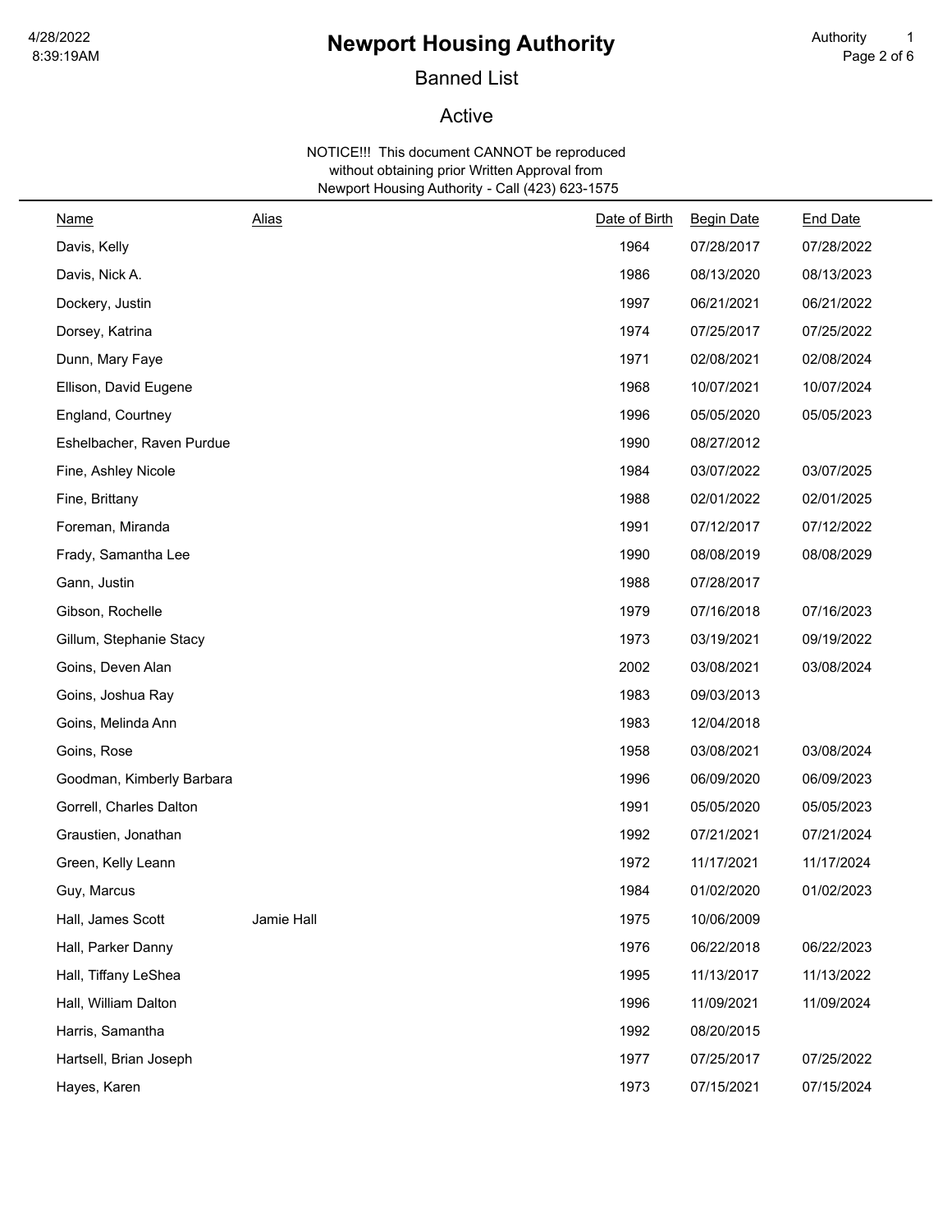# Newport Housing Authority

## Banned List

## Active

NOTICE!!! This document CANNOT be reproduced without obtaining prior Written Approval from Newport Housing Authority - Call (423) 623-1575

| Name | Alias | Date of Birth | Begin Date | End Date |
|---|---|---|---|---|
| Davis, Kelly | | 1964 | 07/28/2017 | 07/28/2022 |
| Davis, Nick A. | | 1986 | 08/13/2020 | 08/13/2023 |
| Dockery, Justin | | 1997 | 06/21/2021 | 06/21/2022 |
| Dorsey, Katrina | | 1974 | 07/25/2017 | 07/25/2022 |
| Dunn, Mary Faye | | 1971 | 02/08/2021 | 02/08/2024 |
| Ellison, David Eugene | | 1968 | 10/07/2021 | 10/07/2024 |
| England, Courtney | | 1996 | 05/05/2020 | 05/05/2023 |
| Eshelbacher, Raven Purdue | | 1990 | 08/27/2012 | |
| Fine, Ashley Nicole | | 1984 | 03/07/2022 | 03/07/2025 |
| Fine, Brittany | | 1988 | 02/01/2022 | 02/01/2025 |
| Foreman, Miranda | | 1991 | 07/12/2017 | 07/12/2022 |
| Frady, Samantha Lee | | 1990 | 08/08/2019 | 08/08/2029 |
| Gann, Justin | | 1988 | 07/28/2017 | |
| Gibson, Rochelle | | 1979 | 07/16/2018 | 07/16/2023 |
| Gillum, Stephanie Stacy | | 1973 | 03/19/2021 | 09/19/2022 |
| Goins, Deven Alan | | 2002 | 03/08/2021 | 03/08/2024 |
| Goins, Joshua Ray | | 1983 | 09/03/2013 | |
| Goins, Melinda Ann | | 1983 | 12/04/2018 | |
| Goins, Rose | | 1958 | 03/08/2021 | 03/08/2024 |
| Goodman, Kimberly Barbara | | 1996 | 06/09/2020 | 06/09/2023 |
| Gorrell, Charles Dalton | | 1991 | 05/05/2020 | 05/05/2023 |
| Graustien, Jonathan | | 1992 | 07/21/2021 | 07/21/2024 |
| Green, Kelly Leann | | 1972 | 11/17/2021 | 11/17/2024 |
| Guy, Marcus | | 1984 | 01/02/2020 | 01/02/2023 |
| Hall, James Scott | Jamie Hall | 1975 | 10/06/2009 | |
| Hall, Parker Danny | | 1976 | 06/22/2018 | 06/22/2023 |
| Hall, Tiffany LeShea | | 1995 | 11/13/2017 | 11/13/2022 |
| Hall, William Dalton | | 1996 | 11/09/2021 | 11/09/2024 |
| Harris, Samantha | | 1992 | 08/20/2015 | |
| Hartsell, Brian Joseph | | 1977 | 07/25/2017 | 07/25/2022 |
| Hayes, Karen | | 1973 | 07/15/2021 | 07/15/2024 |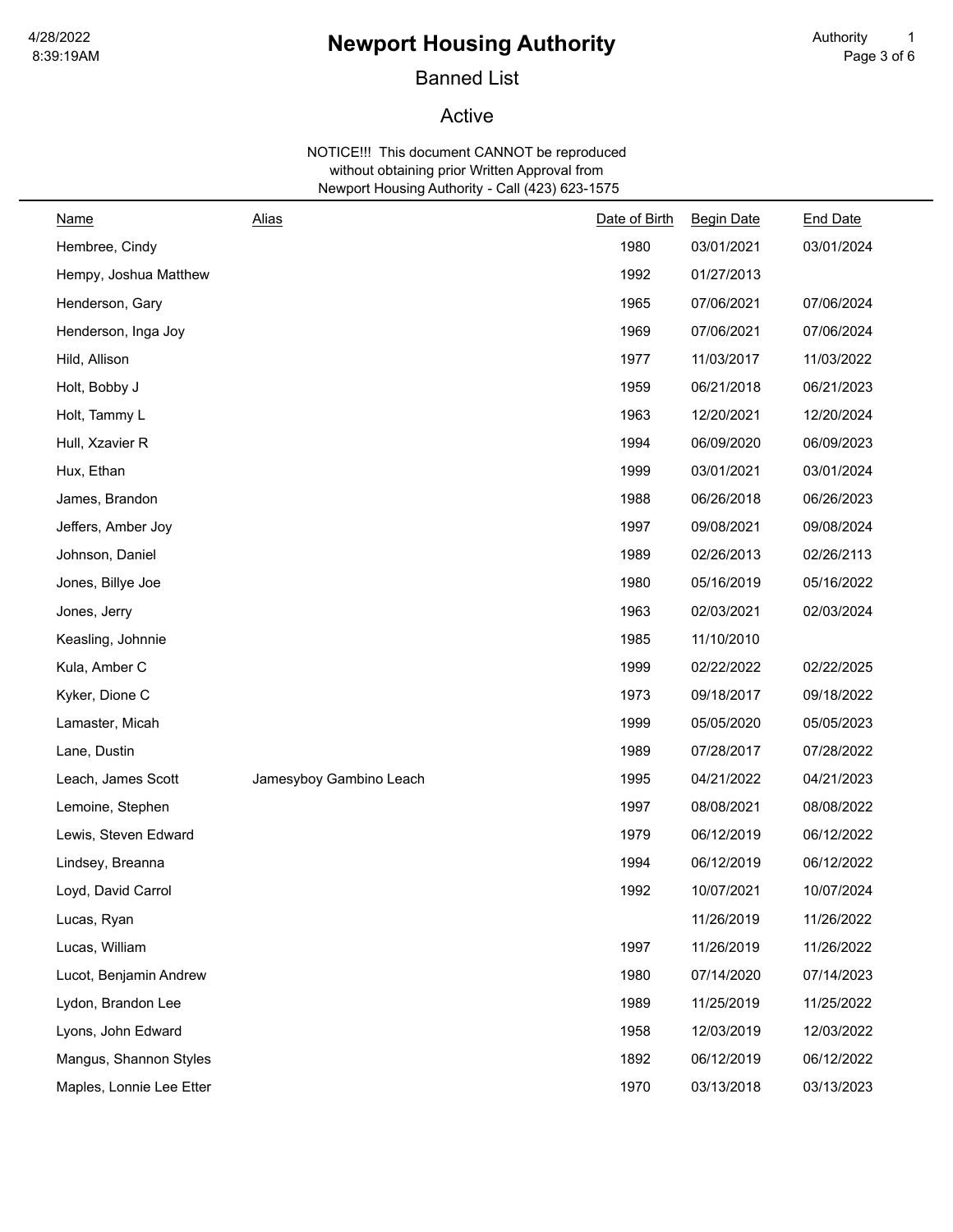# Newport Housing Authority

## Banned List

## Active

NOTICE!!! This document CANNOT be reproduced without obtaining prior Written Approval from Newport Housing Authority - Call (423) 623-1575

| Name | Alias | Date of Birth | Begin Date | End Date |
|---|---|---|---|---|
| Hembree, Cindy | | 1980 | 03/01/2021 | 03/01/2024 |
| Hempy, Joshua Matthew | | 1992 | 01/27/2013 | |
| Henderson, Gary | | 1965 | 07/06/2021 | 07/06/2024 |
| Henderson, Inga Joy | | 1969 | 07/06/2021 | 07/06/2024 |
| Hild, Allison | | 1977 | 11/03/2017 | 11/03/2022 |
| Holt, Bobby J | | 1959 | 06/21/2018 | 06/21/2023 |
| Holt, Tammy L | | 1963 | 12/20/2021 | 12/20/2024 |
| Hull, Xzavier R | | 1994 | 06/09/2020 | 06/09/2023 |
| Hux, Ethan | | 1999 | 03/01/2021 | 03/01/2024 |
| James, Brandon | | 1988 | 06/26/2018 | 06/26/2023 |
| Jeffers, Amber Joy | | 1997 | 09/08/2021 | 09/08/2024 |
| Johnson, Daniel | | 1989 | 02/26/2013 | 02/26/2113 |
| Jones, Billye Joe | | 1980 | 05/16/2019 | 05/16/2022 |
| Jones, Jerry | | 1963 | 02/03/2021 | 02/03/2024 |
| Keasling, Johnnie | | 1985 | 11/10/2010 | |
| Kula, Amber C | | 1999 | 02/22/2022 | 02/22/2025 |
| Kyker, Dione C | | 1973 | 09/18/2017 | 09/18/2022 |
| Lamaster, Micah | | 1999 | 05/05/2020 | 05/05/2023 |
| Lane, Dustin | | 1989 | 07/28/2017 | 07/28/2022 |
| Leach, James Scott | Jamesyboy Gambino Leach | 1995 | 04/21/2022 | 04/21/2023 |
| Lemoine, Stephen | | 1997 | 08/08/2021 | 08/08/2022 |
| Lewis, Steven Edward | | 1979 | 06/12/2019 | 06/12/2022 |
| Lindsey, Breanna | | 1994 | 06/12/2019 | 06/12/2022 |
| Loyd, David Carrol | | 1992 | 10/07/2021 | 10/07/2024 |
| Lucas, Ryan | | | 11/26/2019 | 11/26/2022 |
| Lucas, William | | 1997 | 11/26/2019 | 11/26/2022 |
| Lucot, Benjamin Andrew | | 1980 | 07/14/2020 | 07/14/2023 |
| Lydon, Brandon Lee | | 1989 | 11/25/2019 | 11/25/2022 |
| Lyons, John Edward | | 1958 | 12/03/2019 | 12/03/2022 |
| Mangus, Shannon Styles | | 1892 | 06/12/2019 | 06/12/2022 |
| Maples, Lonnie Lee Etter | | 1970 | 03/13/2018 | 03/13/2023 |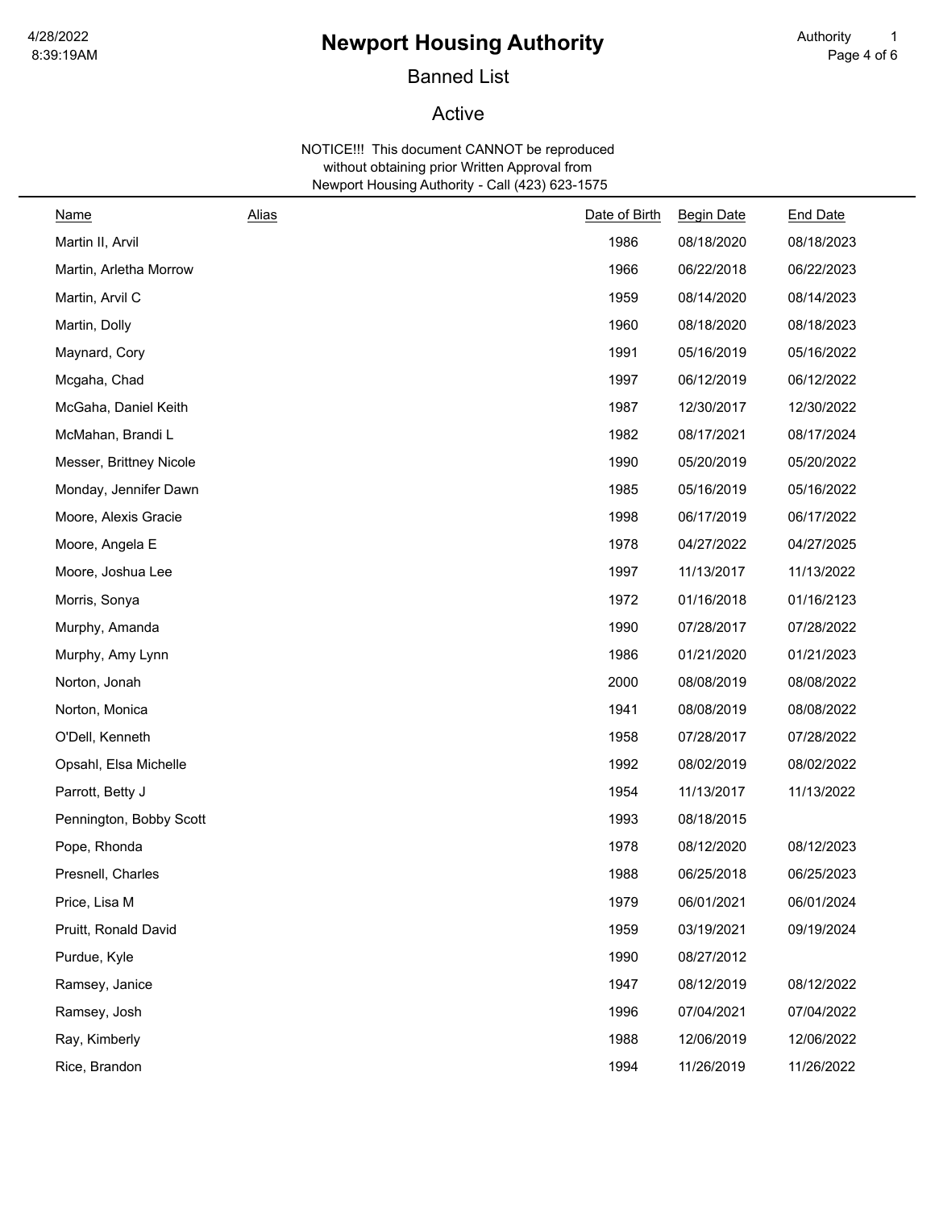# Newport Housing Authority

## Banned List

## Active

NOTICE!!! This document CANNOT be reproduced without obtaining prior Written Approval from Newport Housing Authority - Call (423) 623-1575

| Name | Alias | Date of Birth | Begin Date | End Date |
|---|---|---|---|---|
| Martin II, Arvil | | 1986 | 08/18/2020 | 08/18/2023 |
| Martin, Arletha Morrow | | 1966 | 06/22/2018 | 06/22/2023 |
| Martin, Arvil C | | 1959 | 08/14/2020 | 08/14/2023 |
| Martin, Dolly | | 1960 | 08/18/2020 | 08/18/2023 |
| Maynard, Cory | | 1991 | 05/16/2019 | 05/16/2022 |
| Mcgaha, Chad | | 1997 | 06/12/2019 | 06/12/2022 |
| McGaha, Daniel Keith | | 1987 | 12/30/2017 | 12/30/2022 |
| McMahan, Brandi L | | 1982 | 08/17/2021 | 08/17/2024 |
| Messer, Brittney Nicole | | 1990 | 05/20/2019 | 05/20/2022 |
| Monday, Jennifer Dawn | | 1985 | 05/16/2019 | 05/16/2022 |
| Moore, Alexis Gracie | | 1998 | 06/17/2019 | 06/17/2022 |
| Moore, Angela E | | 1978 | 04/27/2022 | 04/27/2025 |
| Moore, Joshua Lee | | 1997 | 11/13/2017 | 11/13/2022 |
| Morris, Sonya | | 1972 | 01/16/2018 | 01/16/2123 |
| Murphy, Amanda | | 1990 | 07/28/2017 | 07/28/2022 |
| Murphy, Amy Lynn | | 1986 | 01/21/2020 | 01/21/2023 |
| Norton, Jonah | | 2000 | 08/08/2019 | 08/08/2022 |
| Norton, Monica | | 1941 | 08/08/2019 | 08/08/2022 |
| O'Dell, Kenneth | | 1958 | 07/28/2017 | 07/28/2022 |
| Opsahl, Elsa Michelle | | 1992 | 08/02/2019 | 08/02/2022 |
| Parrott, Betty J | | 1954 | 11/13/2017 | 11/13/2022 |
| Pennington, Bobby Scott | | 1993 | 08/18/2015 | |
| Pope, Rhonda | | 1978 | 08/12/2020 | 08/12/2023 |
| Presnell, Charles | | 1988 | 06/25/2018 | 06/25/2023 |
| Price, Lisa M | | 1979 | 06/01/2021 | 06/01/2024 |
| Pruitt, Ronald David | | 1959 | 03/19/2021 | 09/19/2024 |
| Purdue, Kyle | | 1990 | 08/27/2012 | |
| Ramsey, Janice | | 1947 | 08/12/2019 | 08/12/2022 |
| Ramsey, Josh | | 1996 | 07/04/2021 | 07/04/2022 |
| Ray, Kimberly | | 1988 | 12/06/2019 | 12/06/2022 |
| Rice, Brandon | | 1994 | 11/26/2019 | 11/26/2022 |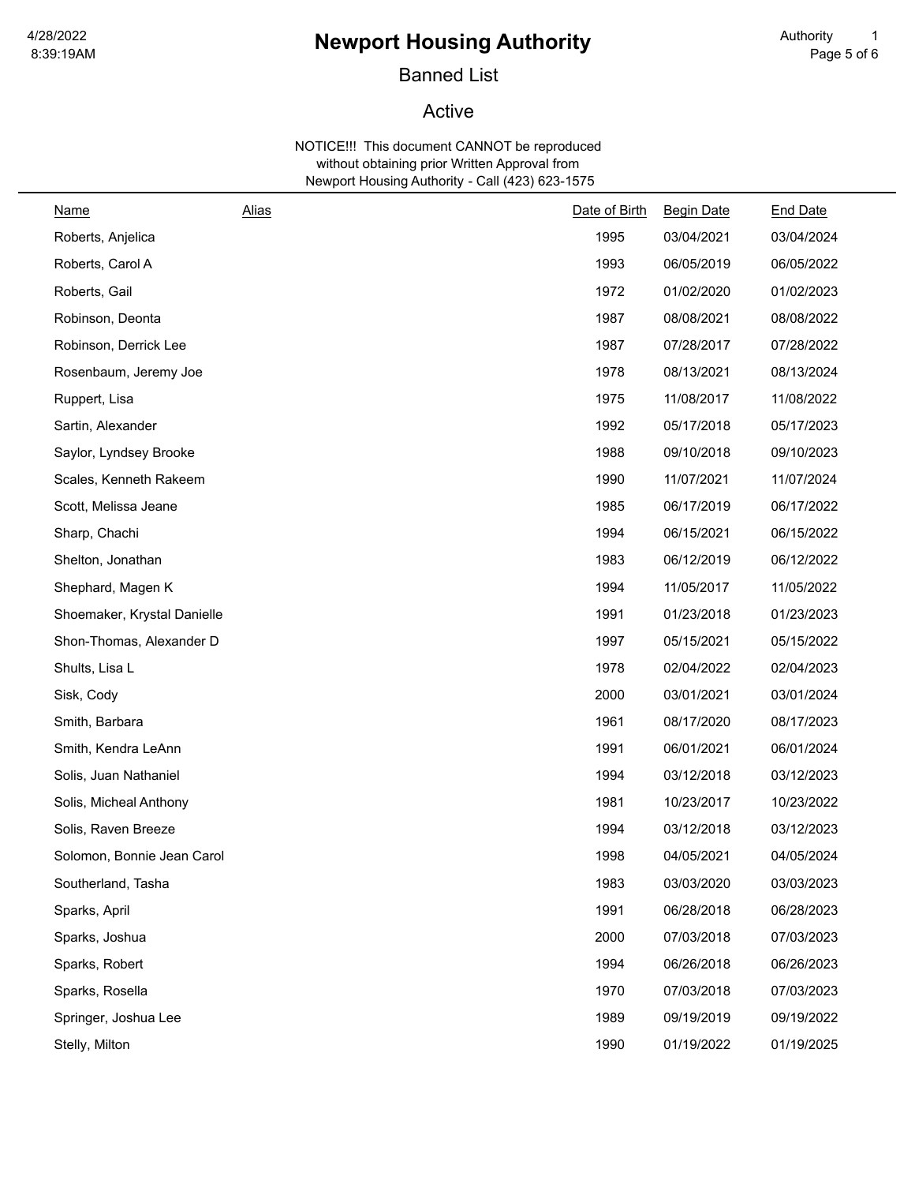# Newport Housing Authority

## Banned List

## Active

NOTICE!!! This document CANNOT be reproduced without obtaining prior Written Approval from Newport Housing Authority - Call (423) 623-1575

| Name | Alias | Date of Birth | Begin Date | End Date |
|---|---|---|---|---|
| Roberts, Anjelica | | 1995 | 03/04/2021 | 03/04/2024 |
| Roberts, Carol A | | 1993 | 06/05/2019 | 06/05/2022 |
| Roberts, Gail | | 1972 | 01/02/2020 | 01/02/2023 |
| Robinson, Deonta | | 1987 | 08/08/2021 | 08/08/2022 |
| Robinson, Derrick Lee | | 1987 | 07/28/2017 | 07/28/2022 |
| Rosenbaum, Jeremy Joe | | 1978 | 08/13/2021 | 08/13/2024 |
| Ruppert, Lisa | | 1975 | 11/08/2017 | 11/08/2022 |
| Sartin, Alexander | | 1992 | 05/17/2018 | 05/17/2023 |
| Saylor, Lyndsey Brooke | | 1988 | 09/10/2018 | 09/10/2023 |
| Scales, Kenneth Rakeem | | 1990 | 11/07/2021 | 11/07/2024 |
| Scott, Melissa Jeane | | 1985 | 06/17/2019 | 06/17/2022 |
| Sharp, Chachi | | 1994 | 06/15/2021 | 06/15/2022 |
| Shelton, Jonathan | | 1983 | 06/12/2019 | 06/12/2022 |
| Shephard, Magen K | | 1994 | 11/05/2017 | 11/05/2022 |
| Shoemaker, Krystal Danielle | | 1991 | 01/23/2018 | 01/23/2023 |
| Shon-Thomas, Alexander D | | 1997 | 05/15/2021 | 05/15/2022 |
| Shults, Lisa L | | 1978 | 02/04/2022 | 02/04/2023 |
| Sisk, Cody | | 2000 | 03/01/2021 | 03/01/2024 |
| Smith, Barbara | | 1961 | 08/17/2020 | 08/17/2023 |
| Smith, Kendra LeAnn | | 1991 | 06/01/2021 | 06/01/2024 |
| Solis, Juan Nathaniel | | 1994 | 03/12/2018 | 03/12/2023 |
| Solis, Micheal Anthony | | 1981 | 10/23/2017 | 10/23/2022 |
| Solis, Raven Breeze | | 1994 | 03/12/2018 | 03/12/2023 |
| Solomon, Bonnie Jean Carol | | 1998 | 04/05/2021 | 04/05/2024 |
| Southerland, Tasha | | 1983 | 03/03/2020 | 03/03/2023 |
| Sparks, April | | 1991 | 06/28/2018 | 06/28/2023 |
| Sparks, Joshua | | 2000 | 07/03/2018 | 07/03/2023 |
| Sparks, Robert | | 1994 | 06/26/2018 | 06/26/2023 |
| Sparks, Rosella | | 1970 | 07/03/2018 | 07/03/2023 |
| Springer, Joshua Lee | | 1989 | 09/19/2019 | 09/19/2022 |
| Stelly, Milton | | 1990 | 01/19/2022 | 01/19/2025 |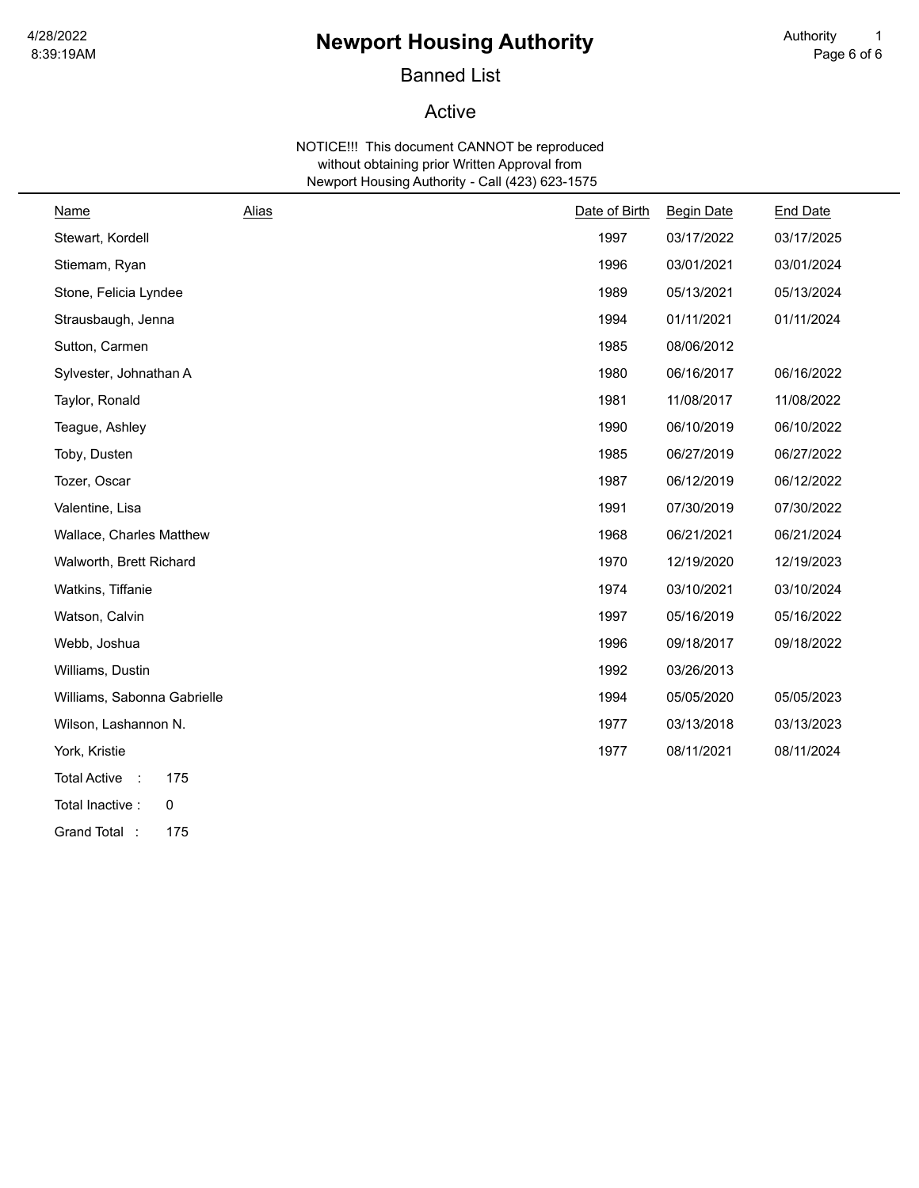# Newport Housing Authority

## Banned List

## Active

NOTICE!!! This document CANNOT be reproduced without obtaining prior Written Approval from Newport Housing Authority - Call (423) 623-1575

| Name | Alias | Date of Birth | Begin Date | End Date |
|---|---|---|---|---|
| Stewart, Kordell | | 1997 | 03/17/2022 | 03/17/2025 |
| Stiemam, Ryan | | 1996 | 03/01/2021 | 03/01/2024 |
| Stone, Felicia Lyndee | | 1989 | 05/13/2021 | 05/13/2024 |
| Strausbaugh, Jenna | | 1994 | 01/11/2021 | 01/11/2024 |
| Sutton, Carmen | | 1985 | 08/06/2012 | |
| Sylvester, Johnathan A | | 1980 | 06/16/2017 | 06/16/2022 |
| Taylor, Ronald | | 1981 | 11/08/2017 | 11/08/2022 |
| Teague, Ashley | | 1990 | 06/10/2019 | 06/10/2022 |
| Toby, Dusten | | 1985 | 06/27/2019 | 06/27/2022 |
| Tozer, Oscar | | 1987 | 06/12/2019 | 06/12/2022 |
| Valentine, Lisa | | 1991 | 07/30/2019 | 07/30/2022 |
| Wallace, Charles Matthew | | 1968 | 06/21/2021 | 06/21/2024 |
| Walworth, Brett Richard | | 1970 | 12/19/2020 | 12/19/2023 |
| Watkins, Tiffanie | | 1974 | 03/10/2021 | 03/10/2024 |
| Watson, Calvin | | 1997 | 05/16/2019 | 05/16/2022 |
| Webb, Joshua | | 1996 | 09/18/2017 | 09/18/2022 |
| Williams, Dustin | | 1992 | 03/26/2013 | |
| Williams, Sabonna Gabrielle | | 1994 | 05/05/2020 | 05/05/2023 |
| Wilson, Lashannon N. | | 1977 | 03/13/2018 | 03/13/2023 |
| York, Kristie | | 1977 | 08/11/2021 | 08/11/2024 |

Total Active : 175

Total Inactive : 0

Grand Total : 175